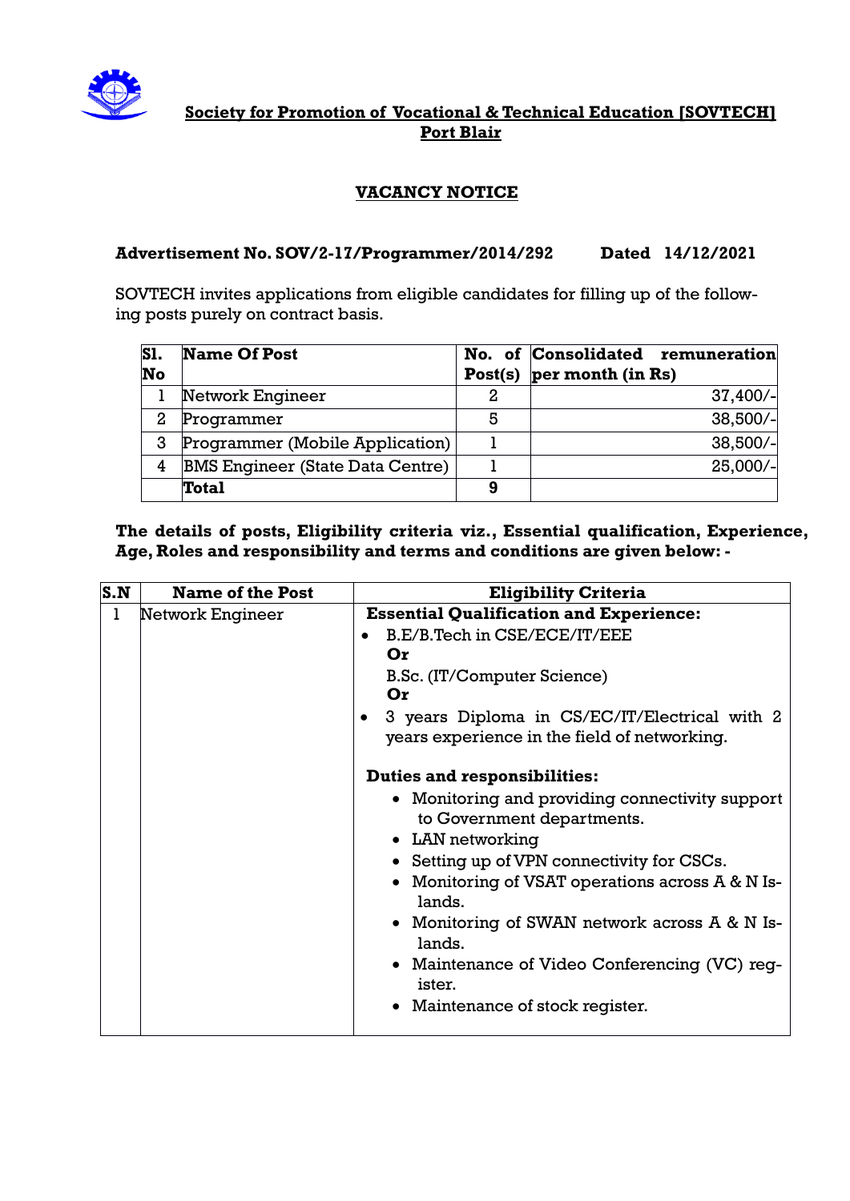## Society for Promotion of Vocational & Technical Education [SOVTECH] Port Blair

## VACANCY NOTICE

**Advertisement No. SOV/2-17/Programmer/2014/292 Dated 14/12/2021**

SOVTECH invites applications from eligible candidates for filling up of the following posts purely on contract basis.

| Sl. No | Name Of Post | No. of Post(s) | Consolidated remuneration per month (in Rs) |
|---|---|---|---|
| 1 | Network Engineer | 2 | 37,400/- |
| 2 | Programmer | 5 | 38,500/- |
| 3 | Programmer (Mobile Application) | 1 | 38,500/- |
| 4 | BMS Engineer (State Data Centre) | 1 | 25,000/- |
| | **Total** | **9** | |

**The details of posts, Eligibility criteria viz., Essential qualification, Experience, Age, Roles and responsibility and terms and conditions are given below: -**

| S.N | Name of the Post | Eligibility Criteria |
|---|---|---|
| 1 | Network Engineer | **Essential Qualification and Experience:**<br>• B.E/B.Tech in CSE/ECE/IT/EEE<br>**Or**<br>B.Sc. (IT/Computer Science)<br>**Or**<br>• 3 years Diploma in CS/EC/IT/Electrical with 2 years experience in the field of networking.<br><br>**Duties and responsibilities:**<br>• Monitoring and providing connectivity support to Government departments.<br>• LAN networking<br>• Setting up of VPN connectivity for CSCs.<br>• Monitoring of VSAT operations across A & N Islands.<br>• Monitoring of SWAN network across A & N Islands.<br>• Maintenance of Video Conferencing (VC) register.<br>• Maintenance of stock register. |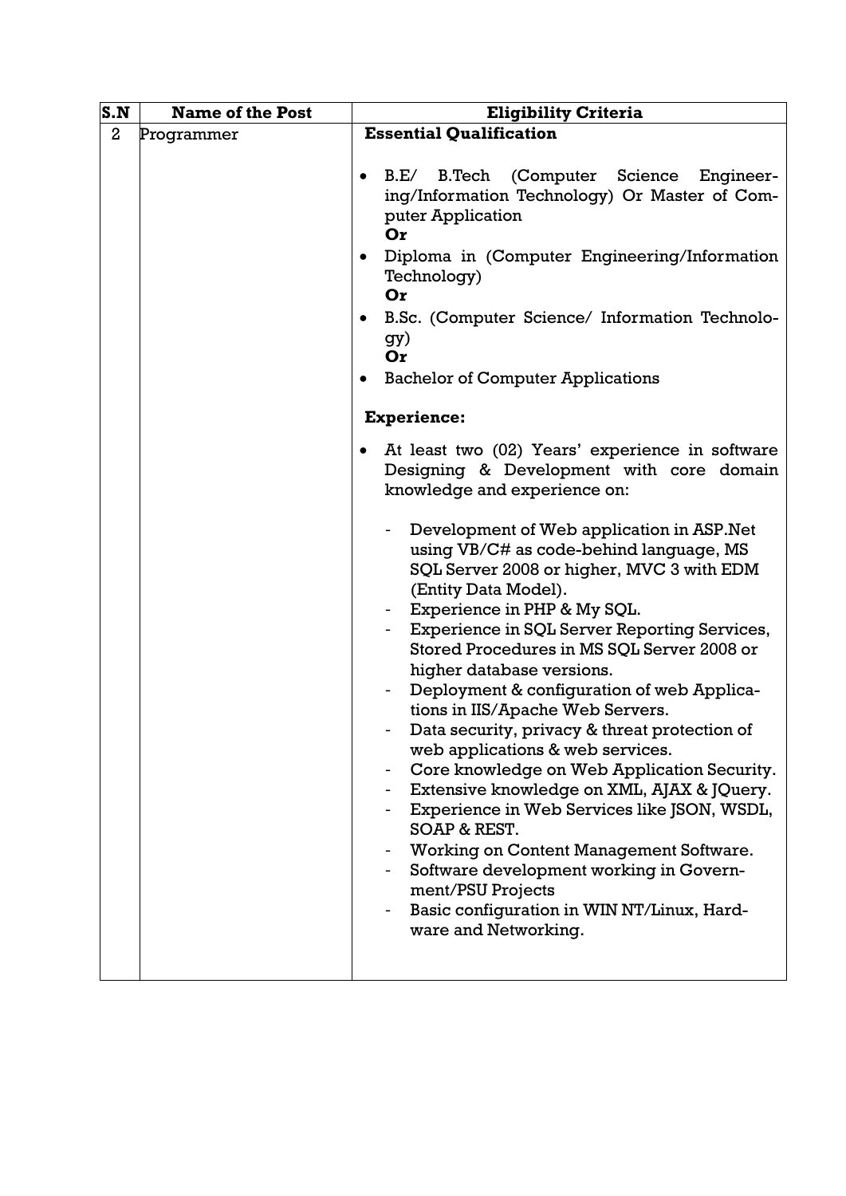| S.N | Name of the Post | Eligibility Criteria |
|---|---|---|
| 2 | Programmer | **Essential Qualification**<br><br>• B.E/ B.Tech (Computer Science Engineering/Information Technology) Or Master of Computer Application<br>**Or**<br>• Diploma in (Computer Engineering/Information Technology)<br>**Or**<br>• B.Sc. (Computer Science/ Information Technology)<br>**Or**<br>• Bachelor of Computer Applications<br><br>**Experience:**<br><br>• At least two (02) Years' experience in software Designing & Development with core domain knowledge and experience on:<br><br>- Development of Web application in ASP.Net using VB/C# as code-behind language, MS SQL Server 2008 or higher, MVC 3 with EDM (Entity Data Model).<br>- Experience in PHP & My SQL.<br>- Experience in SQL Server Reporting Services, Stored Procedures in MS SQL Server 2008 or higher database versions.<br>- Deployment & configuration of web Applications in IIS/Apache Web Servers.<br>- Data security, privacy & threat protection of web applications & web services.<br>- Core knowledge on Web Application Security.<br>- Extensive knowledge on XML, AJAX & JQuery.<br>- Experience in Web Services like JSON, WSDL, SOAP & REST.<br>- Working on Content Management Software.<br>- Software development working in Government/PSU Projects<br>- Basic configuration in WIN NT/Linux, Hardware and Networking. |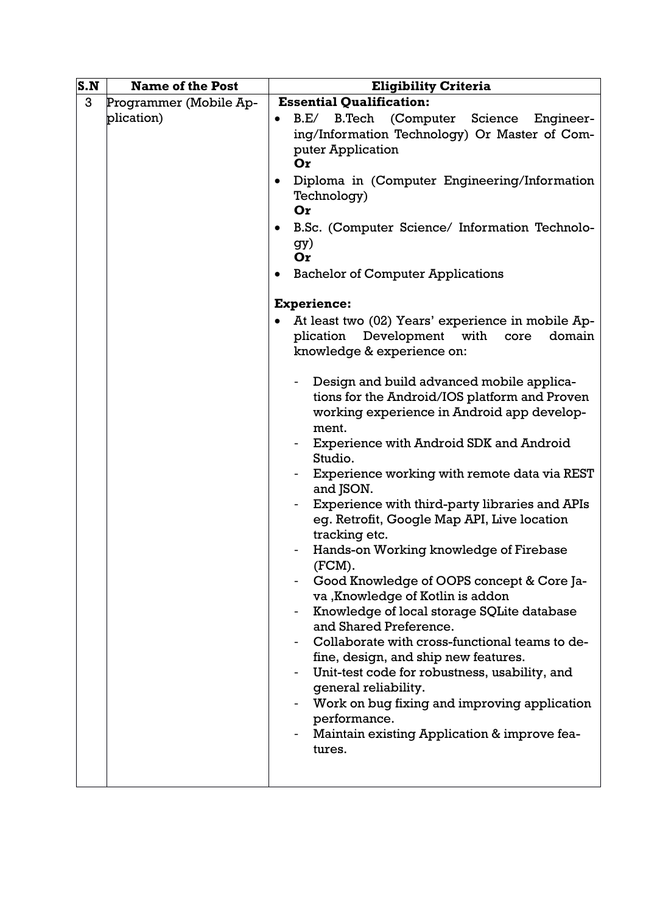| S.N | Name of the Post | Eligibility Criteria |
|---|---|---|
| 3 | Programmer (Mobile Application) | **Essential Qualification:**<br>• B.E/ B.Tech (Computer Science Engineering/Information Technology) Or Master of Computer Application<br>**Or**<br>• Diploma in (Computer Engineering/Information Technology)<br>**Or**<br>• B.Sc. (Computer Science/ Information Technology)<br>**Or**<br>• Bachelor of Computer Applications<br><br>**Experience:**<br>• At least two (02) Years' experience in mobile Application Development with core domain knowledge & experience on:<br><br>- Design and build advanced mobile applications for the Android/IOS platform and Proven working experience in Android app development.<br>- Experience with Android SDK and Android Studio.<br>- Experience working with remote data via REST and JSON.<br>- Experience with third-party libraries and APIs eg. Retrofit, Google Map API, Live location tracking etc.<br>- Hands-on Working knowledge of Firebase (FCM).<br>- Good Knowledge of OOPS concept & Core Java ,Knowledge of Kotlin is addon<br>- Knowledge of local storage SQLite database and Shared Preference.<br>- Collaborate with cross-functional teams to define, design, and ship new features.<br>- Unit-test code for robustness, usability, and general reliability.<br>- Work on bug fixing and improving application performance.<br>- Maintain existing Application & improve features. |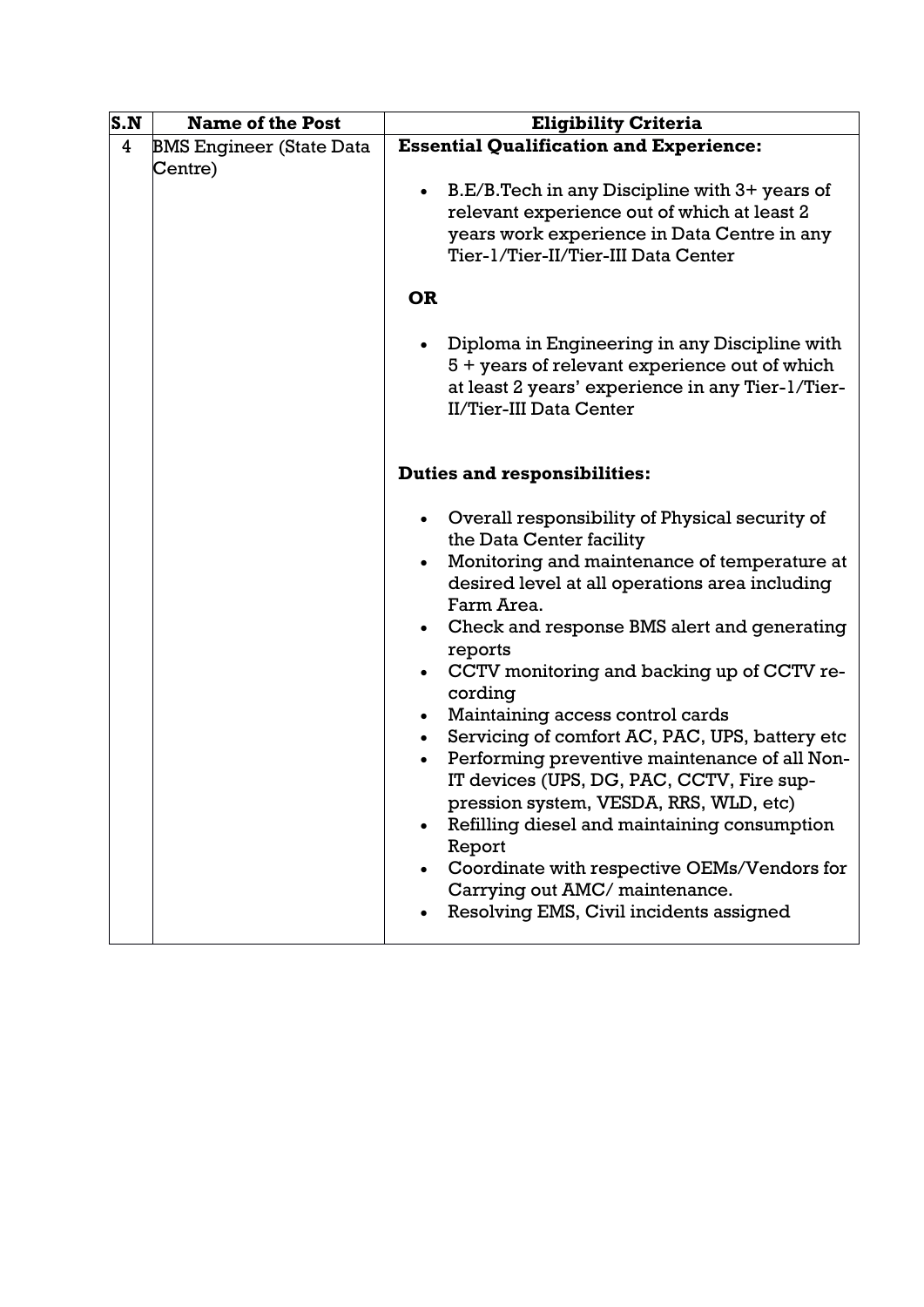| S.N | Name of the Post | Eligibility Criteria |
|---|---|---|
| 4 | BMS Engineer (State Data Centre) | **Essential Qualification and Experience:**<br><br>• B.E/B.Tech in any Discipline with 3+ years of relevant experience out of which at least 2 years work experience in Data Centre in any Tier-1/Tier-II/Tier-III Data Center<br><br>**OR**<br><br>• Diploma in Engineering in any Discipline with 5 + years of relevant experience out of which at least 2 years' experience in any Tier-1/Tier-II/Tier-III Data Center<br><br>**Duties and responsibilities:**<br><br>• Overall responsibility of Physical security of the Data Center facility<br>• Monitoring and maintenance of temperature at desired level at all operations area including Farm Area.<br>• Check and response BMS alert and generating reports<br>• CCTV monitoring and backing up of CCTV recording<br>• Maintaining access control cards<br>• Servicing of comfort AC, PAC, UPS, battery etc<br>• Performing preventive maintenance of all Non-IT devices (UPS, DG, PAC, CCTV, Fire suppression system, VESDA, RRS, WLD, etc)<br>• Refilling diesel and maintaining consumption Report<br>• Coordinate with respective OEMs/Vendors for Carrying out AMC/ maintenance.<br>• Resolving EMS, Civil incidents assigned |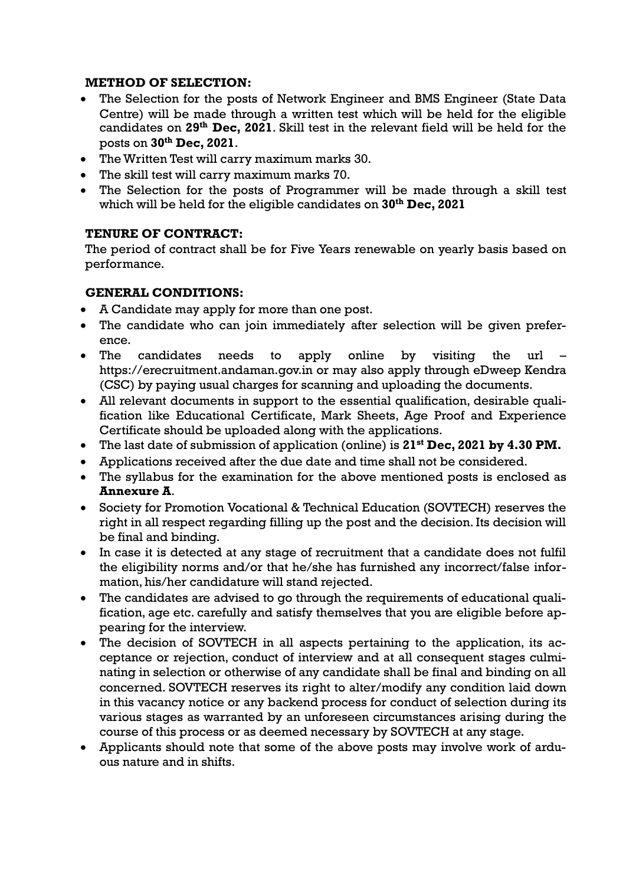### METHOD OF SELECTION:

- The Selection for the posts of Network Engineer and BMS Engineer (State Data Centre) will be made through a written test which will be held for the eligible candidates on **29th Dec, 2021**. Skill test in the relevant field will be held for the posts on **30th Dec, 2021**.
- The Written Test will carry maximum marks 30.
- The skill test will carry maximum marks 70.
- The Selection for the posts of Programmer will be made through a skill test which will be held for the eligible candidates on **30th Dec, 2021**

### TENURE OF CONTRACT:

The period of contract shall be for Five Years renewable on yearly basis based on performance.

### GENERAL CONDITIONS:

- A Candidate may apply for more than one post.
- The candidate who can join immediately after selection will be given preference.
- The candidates needs to apply online by visiting the url – https://erecruitment.andaman.gov.in or may also apply through eDweep Kendra (CSC) by paying usual charges for scanning and uploading the documents.
- All relevant documents in support to the essential qualification, desirable qualification like Educational Certificate, Mark Sheets, Age Proof and Experience Certificate should be uploaded along with the applications.
- The last date of submission of application (online) is **21st Dec, 2021 by 4.30 PM.**
- Applications received after the due date and time shall not be considered.
- The syllabus for the examination for the above mentioned posts is enclosed as **Annexure A**.
- Society for Promotion Vocational & Technical Education (SOVTECH) reserves the right in all respect regarding filling up the post and the decision. Its decision will be final and binding.
- In case it is detected at any stage of recruitment that a candidate does not fulfil the eligibility norms and/or that he/she has furnished any incorrect/false information, his/her candidature will stand rejected.
- The candidates are advised to go through the requirements of educational qualification, age etc. carefully and satisfy themselves that you are eligible before appearing for the interview.
- The decision of SOVTECH in all aspects pertaining to the application, its acceptance or rejection, conduct of interview and at all consequent stages culminating in selection or otherwise of any candidate shall be final and binding on all concerned. SOVTECH reserves its right to alter/modify any condition laid down in this vacancy notice or any backend process for conduct of selection during its various stages as warranted by an unforeseen circumstances arising during the course of this process or as deemed necessary by SOVTECH at any stage.
- Applicants should note that some of the above posts may involve work of arduous nature and in shifts.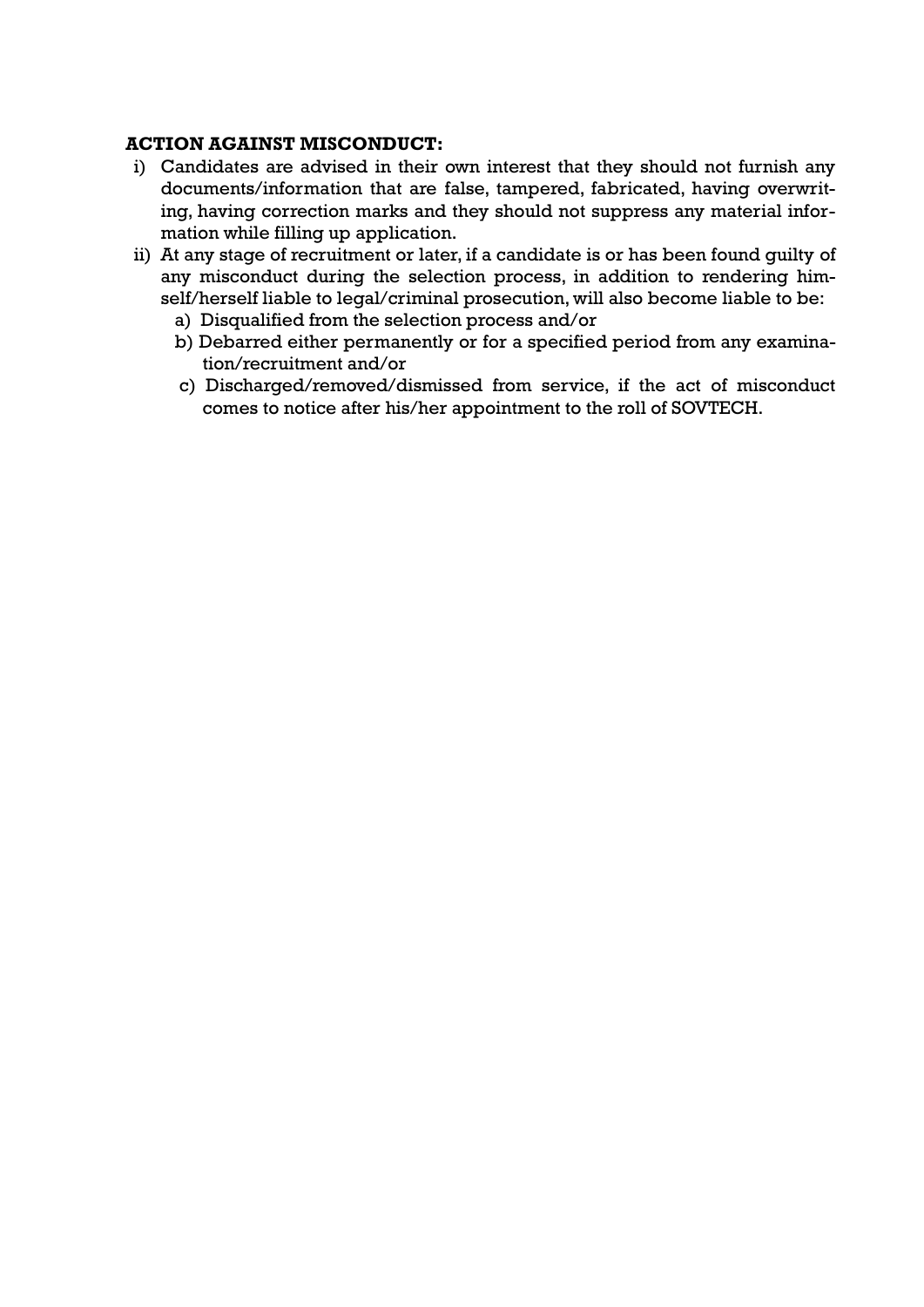**ACTION AGAINST MISCONDUCT:**

i) Candidates are advised in their own interest that they should not furnish any documents/information that are false, tampered, fabricated, having overwriting, having correction marks and they should not suppress any material information while filling up application.

ii) At any stage of recruitment or later, if a candidate is or has been found guilty of any misconduct during the selection process, in addition to rendering himself/herself liable to legal/criminal prosecution, will also become liable to be:

   a) Disqualified from the selection process and/or

   b) Debarred either permanently or for a specified period from any examination/recruitment and/or

   c) Discharged/removed/dismissed from service, if the act of misconduct comes to notice after his/her appointment to the roll of SOVTECH.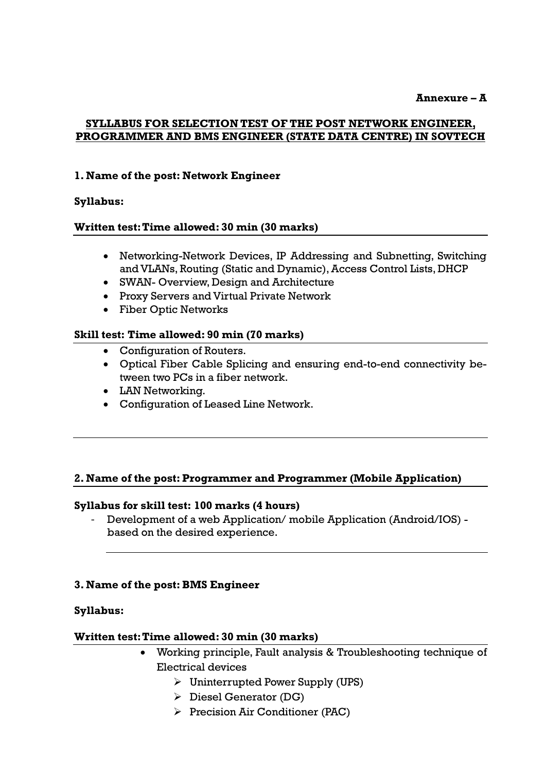**Annexure – A**

## SYLLABUS FOR SELECTION TEST OF THE POST NETWORK ENGINEER, PROGRAMMER AND BMS ENGINEER (STATE DATA CENTRE) IN SOVTECH

### 1. Name of the post: Network Engineer

**Syllabus:**

**Written test: Time allowed: 30 min (30 marks)**

- Networking-Network Devices, IP Addressing and Subnetting, Switching and VLANs, Routing (Static and Dynamic), Access Control Lists, DHCP
- SWAN- Overview, Design and Architecture
- Proxy Servers and Virtual Private Network
- Fiber Optic Networks

**Skill test: Time allowed: 90 min (70 marks)**

- Configuration of Routers.
- Optical Fiber Cable Splicing and ensuring end-to-end connectivity between two PCs in a fiber network.
- LAN Networking.
- Configuration of Leased Line Network.

---

### 2. Name of the post: Programmer and Programmer (Mobile Application)

**Syllabus for skill test: 100 marks (4 hours)**

- Development of a web Application/ mobile Application (Android/IOS) - based on the desired experience.

---

### 3. Name of the post: BMS Engineer

**Syllabus:**

**Written test: Time allowed: 30 min (30 marks)**

- Working principle, Fault analysis & Troubleshooting technique of Electrical devices
  - Uninterrupted Power Supply (UPS)
  - Diesel Generator (DG)
  - Precision Air Conditioner (PAC)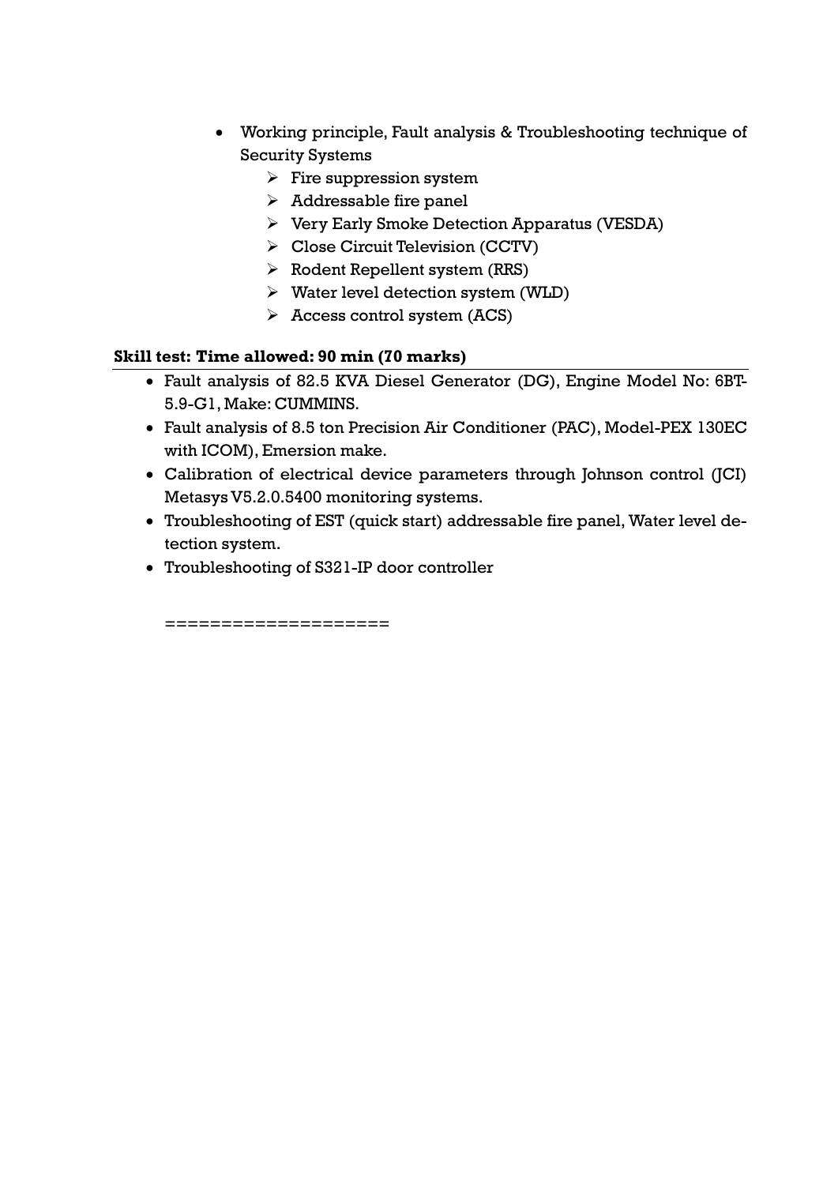- Working principle, Fault analysis & Troubleshooting technique of Security Systems
  - Fire suppression system
  - Addressable fire panel
  - Very Early Smoke Detection Apparatus (VESDA)
  - Close Circuit Television (CCTV)
  - Rodent Repellent system (RRS)
  - Water level detection system (WLD)
  - Access control system (ACS)

**Skill test: Time allowed: 90 min (70 marks)**

- Fault analysis of 82.5 KVA Diesel Generator (DG), Engine Model No: 6BT-5.9-G1, Make: CUMMINS.
- Fault analysis of 8.5 ton Precision Air Conditioner (PAC), Model-PEX 130EC with ICOM), Emersion make.
- Calibration of electrical device parameters through Johnson control (JCI) Metasys V5.2.0.5400 monitoring systems.
- Troubleshooting of EST (quick start) addressable fire panel, Water level detection system.
- Troubleshooting of S321-IP door controller

===================